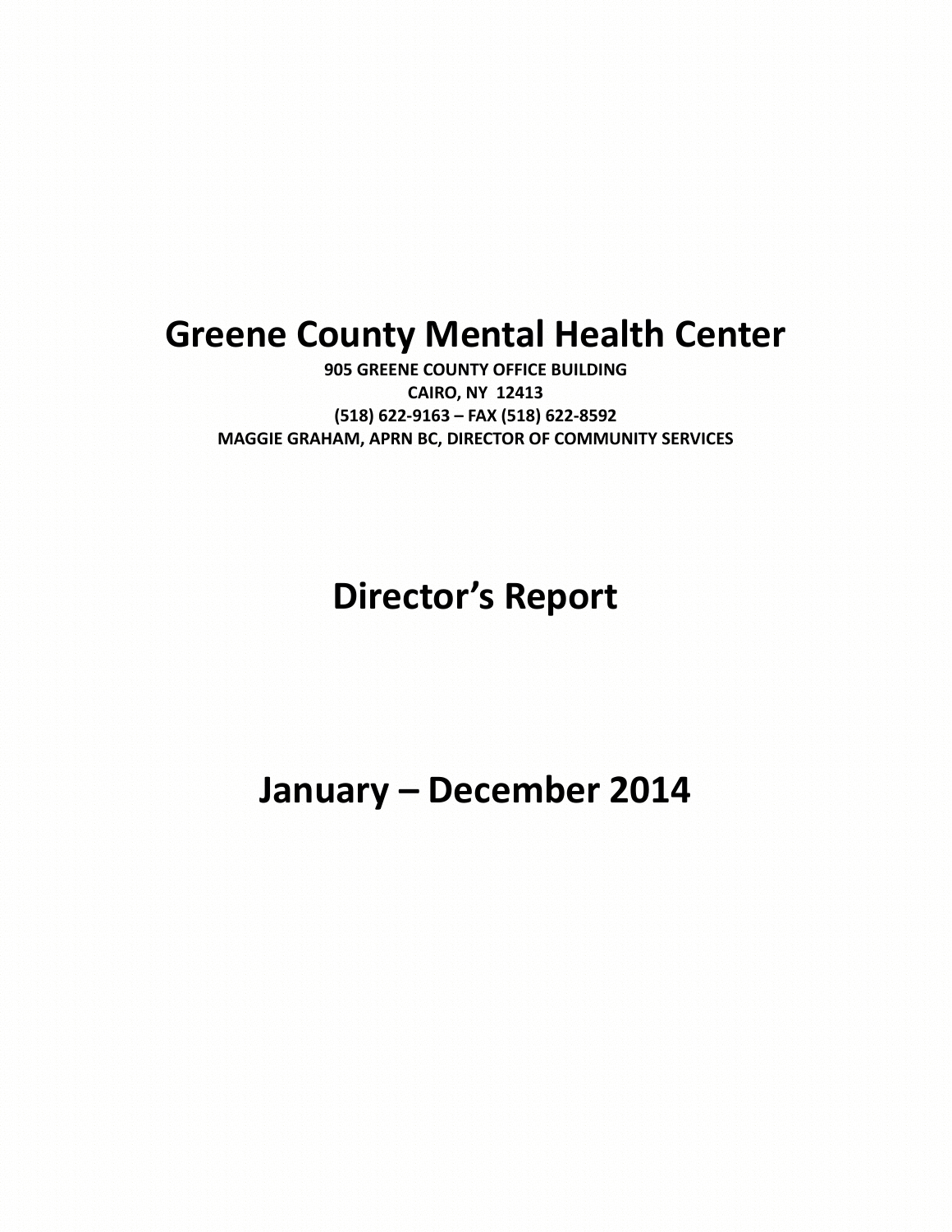# Greene County Mental Health Center

**905 GREENE COUNTY OFFICE BUILDING**
**CAIRO, NY 12413**
**(518) 622-9163 – FAX (518) 622-8592**
**MAGGIE GRAHAM, APRN BC, DIRECTOR OF COMMUNITY SERVICES**

# Director's Report

# January – December 2014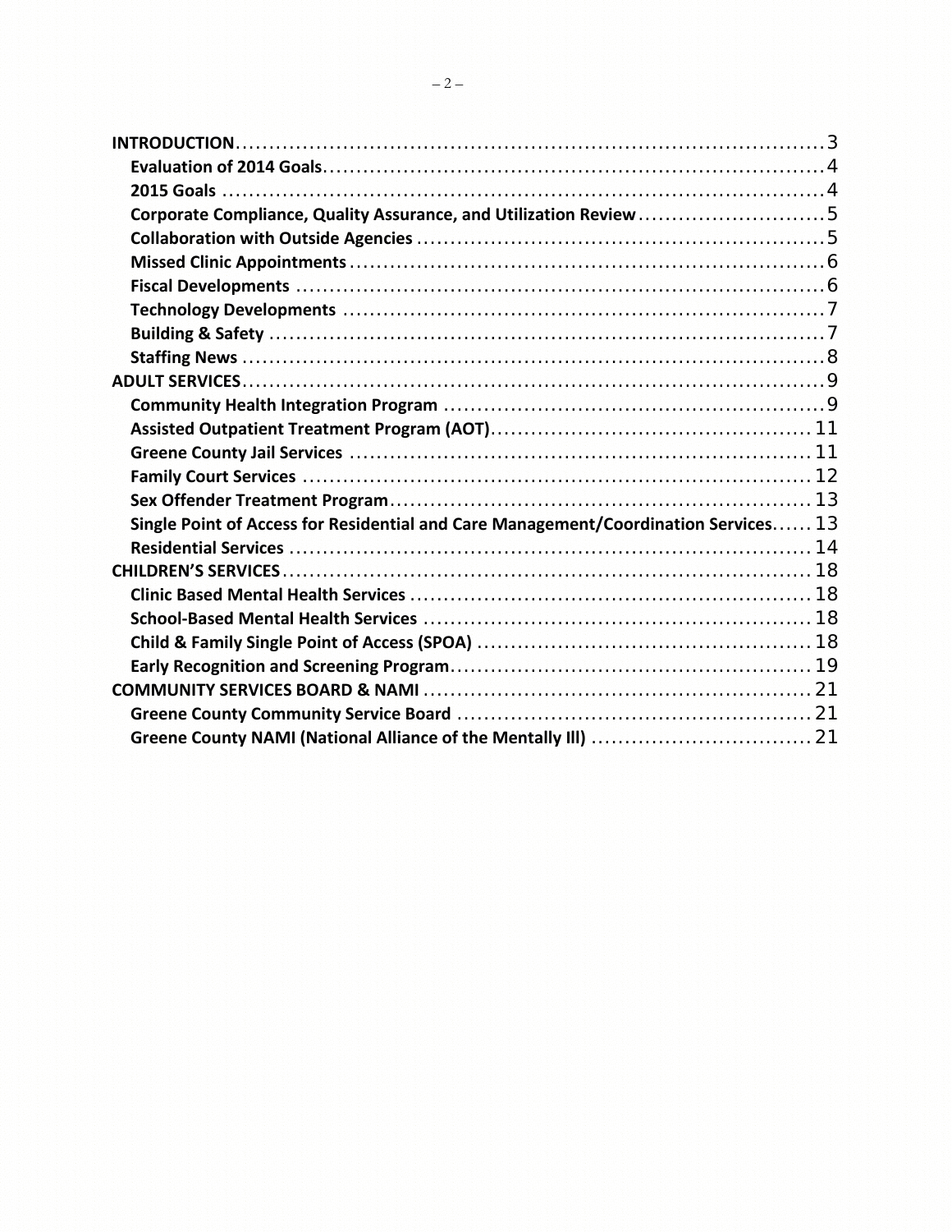| | |
|---|---|
| **INTRODUCTION** | 3 |
| **Evaluation of 2014 Goals** | 4 |
| **2015 Goals** | 4 |
| **Corporate Compliance, Quality Assurance, and Utilization Review** | 5 |
| **Collaboration with Outside Agencies** | 5 |
| **Missed Clinic Appointments** | 6 |
| **Fiscal Developments** | 6 |
| **Technology Developments** | 7 |
| **Building & Safety** | 7 |
| **Staffing News** | 8 |
| **ADULT SERVICES** | 9 |
| **Community Health Integration Program** | 9 |
| **Assisted Outpatient Treatment Program (AOT)** | 11 |
| **Greene County Jail Services** | 11 |
| **Family Court Services** | 12 |
| **Sex Offender Treatment Program** | 13 |
| **Single Point of Access for Residential and Care Management/Coordination Services** | 13 |
| **Residential Services** | 14 |
| **CHILDREN'S SERVICES** | 18 |
| **Clinic Based Mental Health Services** | 18 |
| **School-Based Mental Health Services** | 18 |
| **Child & Family Single Point of Access (SPOA)** | 18 |
| **Early Recognition and Screening Program** | 19 |
| **COMMUNITY SERVICES BOARD & NAMI** | 21 |
| **Greene County Community Service Board** | 21 |
| **Greene County NAMI (National Alliance of the Mentally Ill)** | 21 |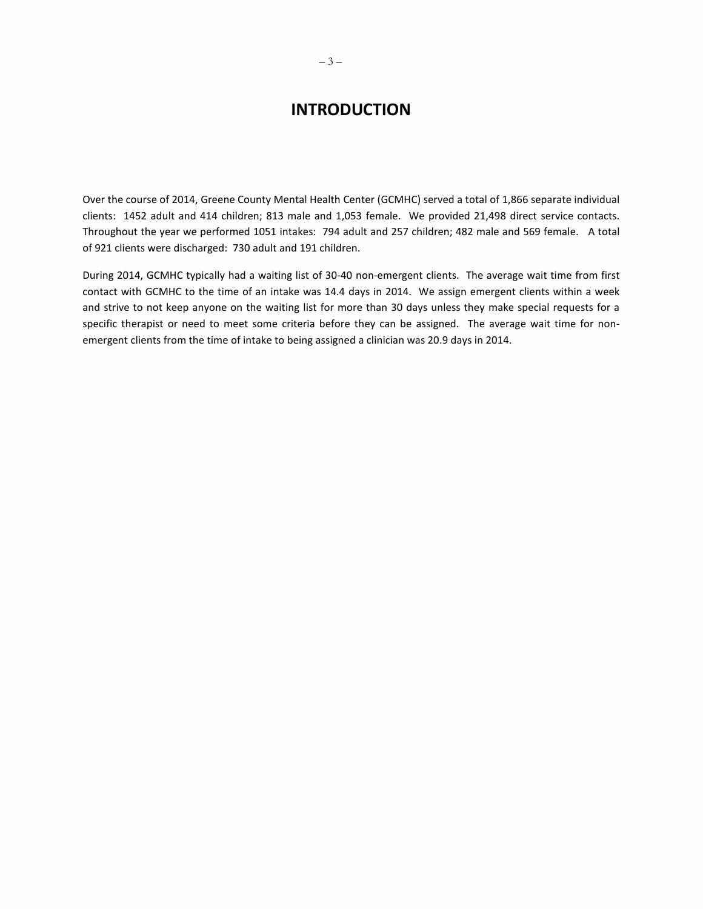# INTRODUCTION

Over the course of 2014, Greene County Mental Health Center (GCMHC) served a total of 1,866 separate individual clients: 1452 adult and 414 children; 813 male and 1,053 female. We provided 21,498 direct service contacts. Throughout the year we performed 1051 intakes: 794 adult and 257 children; 482 male and 569 female. A total of 921 clients were discharged: 730 adult and 191 children.

During 2014, GCMHC typically had a waiting list of 30-40 non-emergent clients. The average wait time from first contact with GCMHC to the time of an intake was 14.4 days in 2014. We assign emergent clients within a week and strive to not keep anyone on the waiting list for more than 30 days unless they make special requests for a specific therapist or need to meet some criteria before they can be assigned. The average wait time for non-emergent clients from the time of intake to being assigned a clinician was 20.9 days in 2014.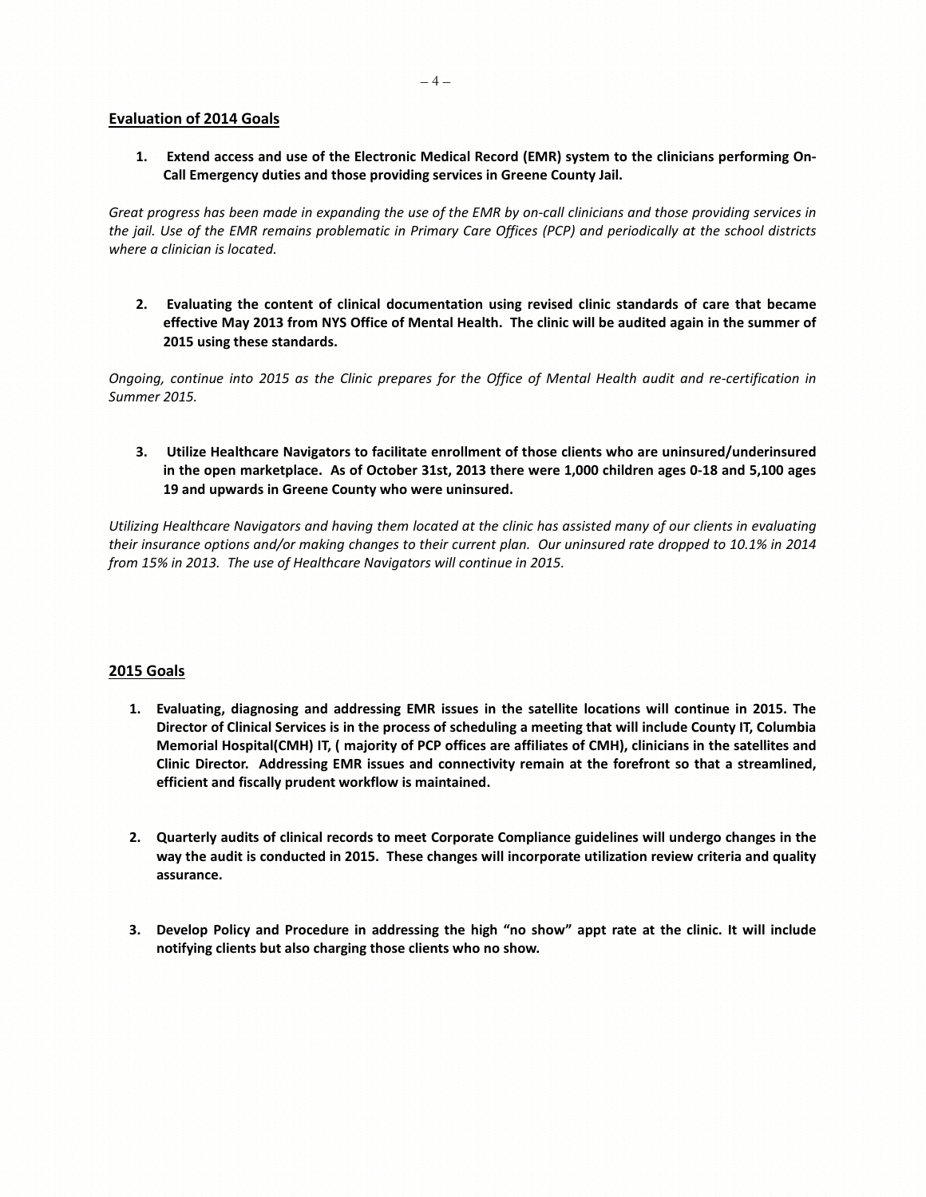## Evaluation of 2014 Goals

1. **Extend access and use of the Electronic Medical Record (EMR) system to the clinicians performing On-Call Emergency duties and those providing services in Greene County Jail.**

*Great progress has been made in expanding the use of the EMR by on-call clinicians and those providing services in the jail. Use of the EMR remains problematic in Primary Care Offices (PCP) and periodically at the school districts where a clinician is located.*

2. **Evaluating the content of clinical documentation using revised clinic standards of care that became effective May 2013 from NYS Office of Mental Health. The clinic will be audited again in the summer of 2015 using these standards.**

*Ongoing, continue into 2015 as the Clinic prepares for the Office of Mental Health audit and re-certification in Summer 2015.*

3. **Utilize Healthcare Navigators to facilitate enrollment of those clients who are uninsured/underinsured in the open marketplace. As of October 31st, 2013 there were 1,000 children ages 0-18 and 5,100 ages 19 and upwards in Greene County who were uninsured.**

*Utilizing Healthcare Navigators and having them located at the clinic has assisted many of our clients in evaluating their insurance options and/or making changes to their current plan. Our uninsured rate dropped to 10.1% in 2014 from 15% in 2013. The use of Healthcare Navigators will continue in 2015.*

## 2015 Goals

1. **Evaluating, diagnosing and addressing EMR issues in the satellite locations will continue in 2015. The Director of Clinical Services is in the process of scheduling a meeting that will include County IT, Columbia Memorial Hospital(CMH) IT, ( majority of PCP offices are affiliates of CMH), clinicians in the satellites and Clinic Director. Addressing EMR issues and connectivity remain at the forefront so that a streamlined, efficient and fiscally prudent workflow is maintained.**

2. **Quarterly audits of clinical records to meet Corporate Compliance guidelines will undergo changes in the way the audit is conducted in 2015. These changes will incorporate utilization review criteria and quality assurance.**

3. **Develop Policy and Procedure in addressing the high "no show" appt rate at the clinic. It will include notifying clients but also charging those clients who no show.**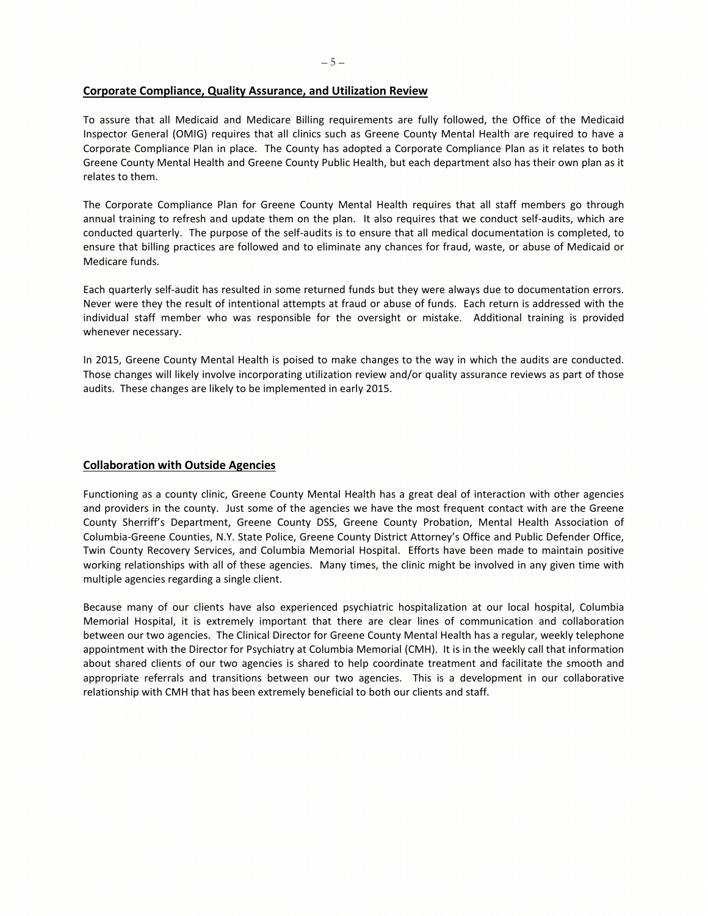## Corporate Compliance, Quality Assurance, and Utilization Review

To assure that all Medicaid and Medicare Billing requirements are fully followed, the Office of the Medicaid Inspector General (OMIG) requires that all clinics such as Greene County Mental Health are required to have a Corporate Compliance Plan in place. The County has adopted a Corporate Compliance Plan as it relates to both Greene County Mental Health and Greene County Public Health, but each department also has their own plan as it relates to them.

The Corporate Compliance Plan for Greene County Mental Health requires that all staff members go through annual training to refresh and update them on the plan. It also requires that we conduct self-audits, which are conducted quarterly. The purpose of the self-audits is to ensure that all medical documentation is completed, to ensure that billing practices are followed and to eliminate any chances for fraud, waste, or abuse of Medicaid or Medicare funds.

Each quarterly self-audit has resulted in some returned funds but they were always due to documentation errors. Never were they the result of intentional attempts at fraud or abuse of funds. Each return is addressed with the individual staff member who was responsible for the oversight or mistake. Additional training is provided whenever necessary.

In 2015, Greene County Mental Health is poised to make changes to the way in which the audits are conducted. Those changes will likely involve incorporating utilization review and/or quality assurance reviews as part of those audits. These changes are likely to be implemented in early 2015.

## Collaboration with Outside Agencies

Functioning as a county clinic, Greene County Mental Health has a great deal of interaction with other agencies and providers in the county. Just some of the agencies we have the most frequent contact with are the Greene County Sherriff's Department, Greene County DSS, Greene County Probation, Mental Health Association of Columbia-Greene Counties, N.Y. State Police, Greene County District Attorney's Office and Public Defender Office, Twin County Recovery Services, and Columbia Memorial Hospital. Efforts have been made to maintain positive working relationships with all of these agencies. Many times, the clinic might be involved in any given time with multiple agencies regarding a single client.

Because many of our clients have also experienced psychiatric hospitalization at our local hospital, Columbia Memorial Hospital, it is extremely important that there are clear lines of communication and collaboration between our two agencies. The Clinical Director for Greene County Mental Health has a regular, weekly telephone appointment with the Director for Psychiatry at Columbia Memorial (CMH). It is in the weekly call that information about shared clients of our two agencies is shared to help coordinate treatment and facilitate the smooth and appropriate referrals and transitions between our two agencies. This is a development in our collaborative relationship with CMH that has been extremely beneficial to both our clients and staff.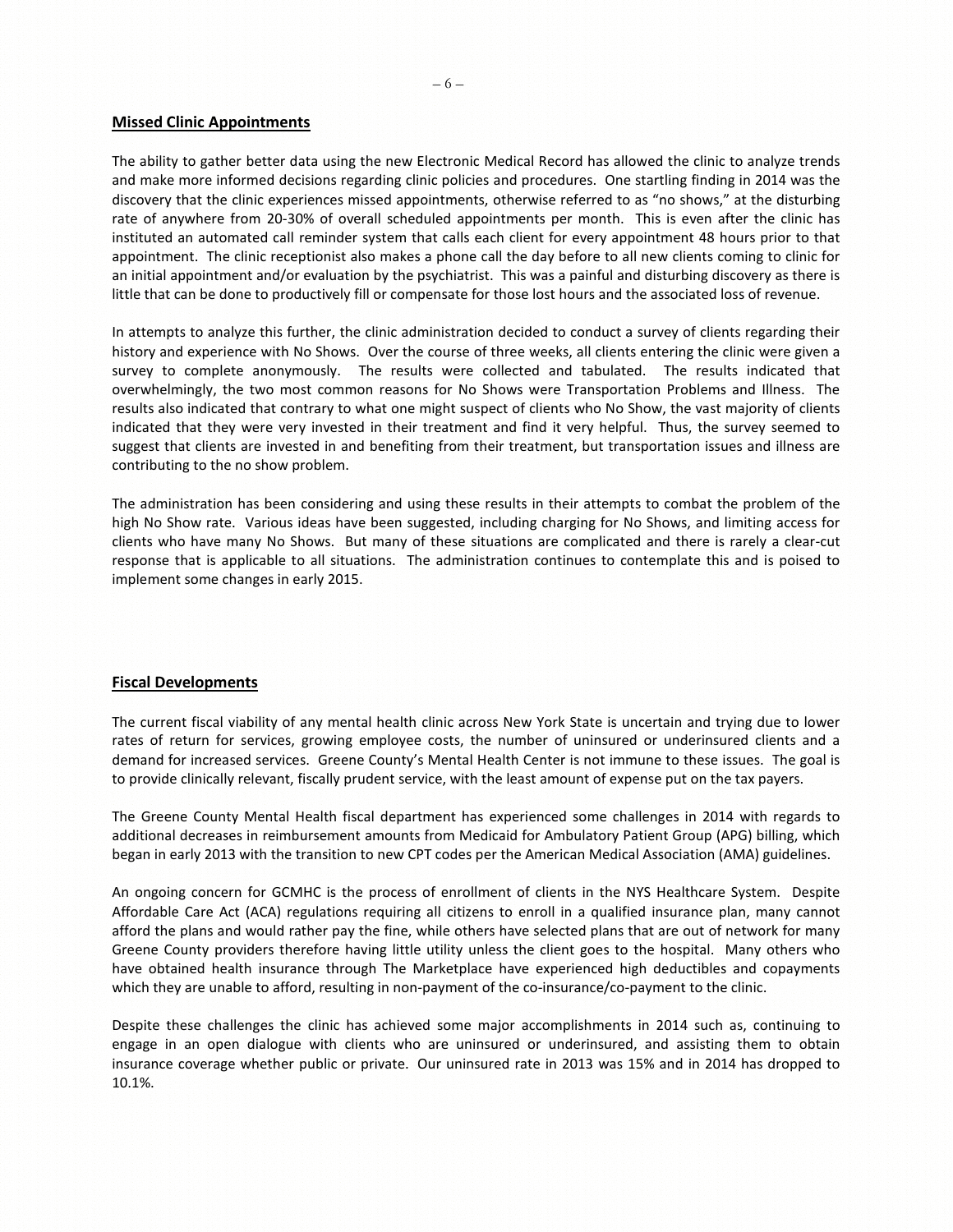## Missed Clinic Appointments

The ability to gather better data using the new Electronic Medical Record has allowed the clinic to analyze trends and make more informed decisions regarding clinic policies and procedures. One startling finding in 2014 was the discovery that the clinic experiences missed appointments, otherwise referred to as "no shows," at the disturbing rate of anywhere from 20-30% of overall scheduled appointments per month. This is even after the clinic has instituted an automated call reminder system that calls each client for every appointment 48 hours prior to that appointment. The clinic receptionist also makes a phone call the day before to all new clients coming to clinic for an initial appointment and/or evaluation by the psychiatrist. This was a painful and disturbing discovery as there is little that can be done to productively fill or compensate for those lost hours and the associated loss of revenue.

In attempts to analyze this further, the clinic administration decided to conduct a survey of clients regarding their history and experience with No Shows. Over the course of three weeks, all clients entering the clinic were given a survey to complete anonymously. The results were collected and tabulated. The results indicated that overwhelmingly, the two most common reasons for No Shows were Transportation Problems and Illness. The results also indicated that contrary to what one might suspect of clients who No Show, the vast majority of clients indicated that they were very invested in their treatment and find it very helpful. Thus, the survey seemed to suggest that clients are invested in and benefiting from their treatment, but transportation issues and illness are contributing to the no show problem.

The administration has been considering and using these results in their attempts to combat the problem of the high No Show rate. Various ideas have been suggested, including charging for No Shows, and limiting access for clients who have many No Shows. But many of these situations are complicated and there is rarely a clear-cut response that is applicable to all situations. The administration continues to contemplate this and is poised to implement some changes in early 2015.

## Fiscal Developments

The current fiscal viability of any mental health clinic across New York State is uncertain and trying due to lower rates of return for services, growing employee costs, the number of uninsured or underinsured clients and a demand for increased services. Greene County's Mental Health Center is not immune to these issues. The goal is to provide clinically relevant, fiscally prudent service, with the least amount of expense put on the tax payers.

The Greene County Mental Health fiscal department has experienced some challenges in 2014 with regards to additional decreases in reimbursement amounts from Medicaid for Ambulatory Patient Group (APG) billing, which began in early 2013 with the transition to new CPT codes per the American Medical Association (AMA) guidelines.

An ongoing concern for GCMHC is the process of enrollment of clients in the NYS Healthcare System. Despite Affordable Care Act (ACA) regulations requiring all citizens to enroll in a qualified insurance plan, many cannot afford the plans and would rather pay the fine, while others have selected plans that are out of network for many Greene County providers therefore having little utility unless the client goes to the hospital. Many others who have obtained health insurance through The Marketplace have experienced high deductibles and copayments which they are unable to afford, resulting in non-payment of the co-insurance/co-payment to the clinic.

Despite these challenges the clinic has achieved some major accomplishments in 2014 such as, continuing to engage in an open dialogue with clients who are uninsured or underinsured, and assisting them to obtain insurance coverage whether public or private. Our uninsured rate in 2013 was 15% and in 2014 has dropped to 10.1%.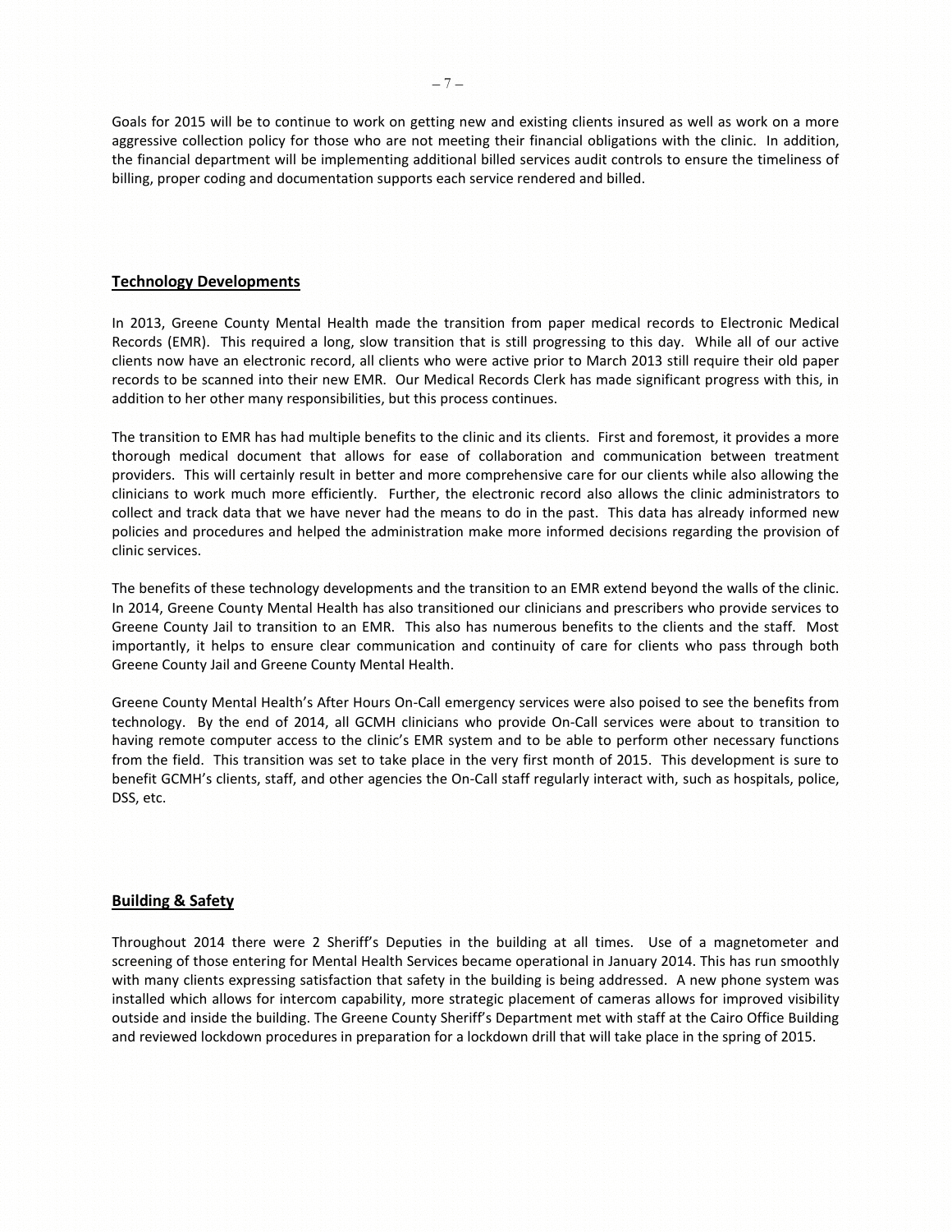Goals for 2015 will be to continue to work on getting new and existing clients insured as well as work on a more aggressive collection policy for those who are not meeting their financial obligations with the clinic. In addition, the financial department will be implementing additional billed services audit controls to ensure the timeliness of billing, proper coding and documentation supports each service rendered and billed.

## Technology Developments

In 2013, Greene County Mental Health made the transition from paper medical records to Electronic Medical Records (EMR). This required a long, slow transition that is still progressing to this day. While all of our active clients now have an electronic record, all clients who were active prior to March 2013 still require their old paper records to be scanned into their new EMR. Our Medical Records Clerk has made significant progress with this, in addition to her other many responsibilities, but this process continues.

The transition to EMR has had multiple benefits to the clinic and its clients. First and foremost, it provides a more thorough medical document that allows for ease of collaboration and communication between treatment providers. This will certainly result in better and more comprehensive care for our clients while also allowing the clinicians to work much more efficiently. Further, the electronic record also allows the clinic administrators to collect and track data that we have never had the means to do in the past. This data has already informed new policies and procedures and helped the administration make more informed decisions regarding the provision of clinic services.

The benefits of these technology developments and the transition to an EMR extend beyond the walls of the clinic. In 2014, Greene County Mental Health has also transitioned our clinicians and prescribers who provide services to Greene County Jail to transition to an EMR. This also has numerous benefits to the clients and the staff. Most importantly, it helps to ensure clear communication and continuity of care for clients who pass through both Greene County Jail and Greene County Mental Health.

Greene County Mental Health's After Hours On-Call emergency services were also poised to see the benefits from technology. By the end of 2014, all GCMH clinicians who provide On-Call services were about to transition to having remote computer access to the clinic's EMR system and to be able to perform other necessary functions from the field. This transition was set to take place in the very first month of 2015. This development is sure to benefit GCMH's clients, staff, and other agencies the On-Call staff regularly interact with, such as hospitals, police, DSS, etc.

## Building & Safety

Throughout 2014 there were 2 Sheriff's Deputies in the building at all times. Use of a magnetometer and screening of those entering for Mental Health Services became operational in January 2014. This has run smoothly with many clients expressing satisfaction that safety in the building is being addressed. A new phone system was installed which allows for intercom capability, more strategic placement of cameras allows for improved visibility outside and inside the building. The Greene County Sheriff's Department met with staff at the Cairo Office Building and reviewed lockdown procedures in preparation for a lockdown drill that will take place in the spring of 2015.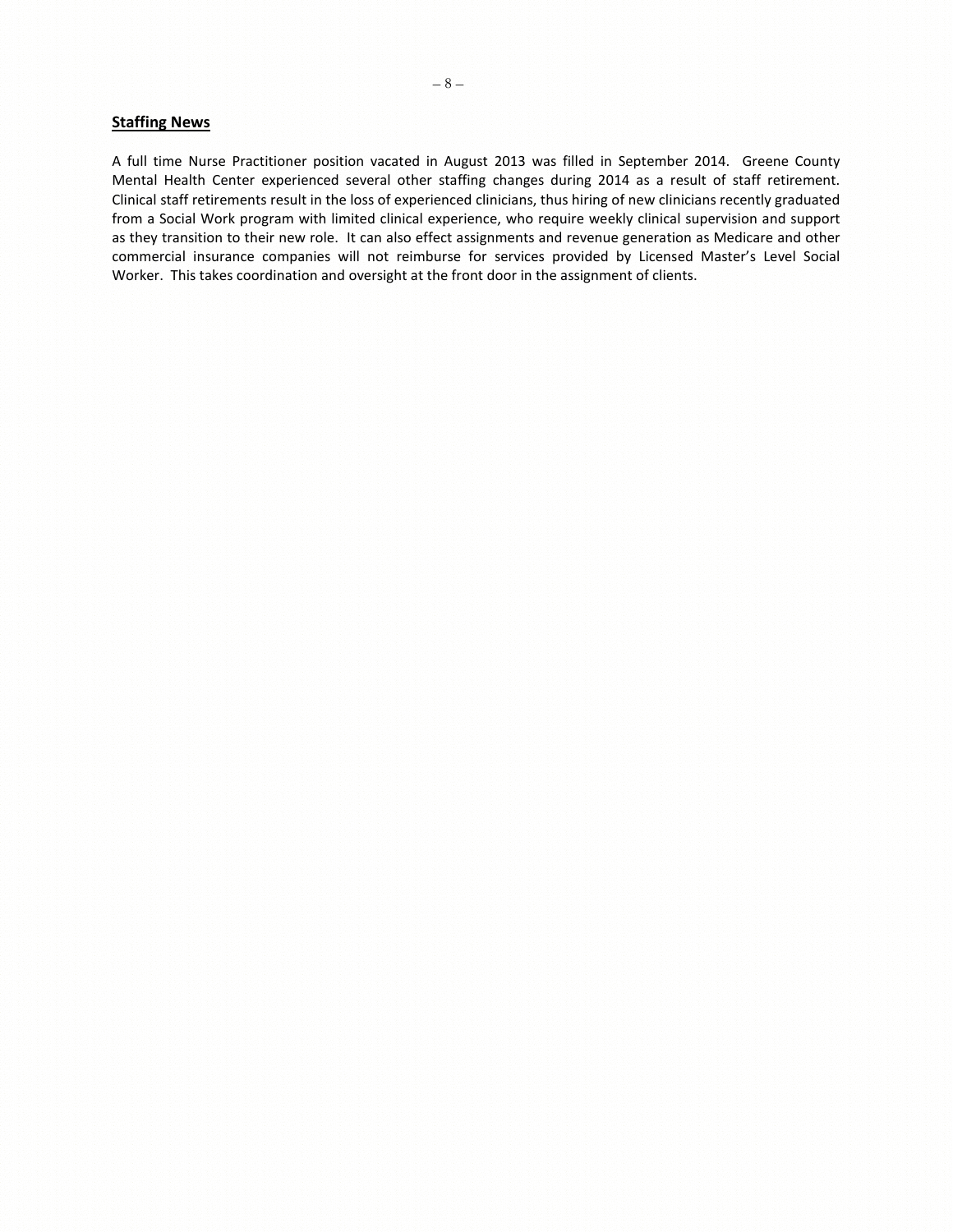## Staffing News

A full time Nurse Practitioner position vacated in August 2013 was filled in September 2014. Greene County Mental Health Center experienced several other staffing changes during 2014 as a result of staff retirement. Clinical staff retirements result in the loss of experienced clinicians, thus hiring of new clinicians recently graduated from a Social Work program with limited clinical experience, who require weekly clinical supervision and support as they transition to their new role. It can also effect assignments and revenue generation as Medicare and other commercial insurance companies will not reimburse for services provided by Licensed Master's Level Social Worker. This takes coordination and oversight at the front door in the assignment of clients.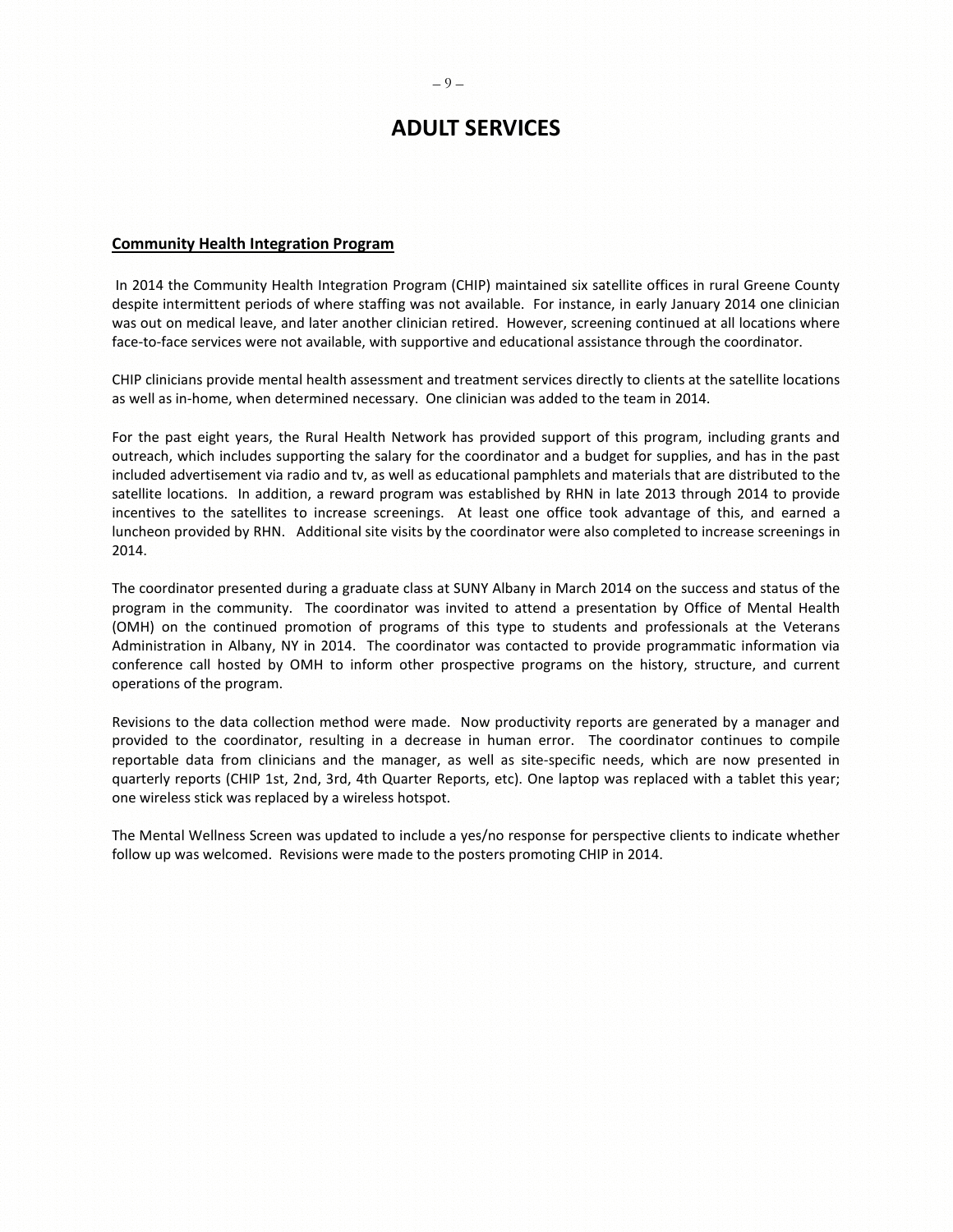# ADULT SERVICES

**Community Health Integration Program**

In 2014 the Community Health Integration Program (CHIP) maintained six satellite offices in rural Greene County despite intermittent periods of where staffing was not available. For instance, in early January 2014 one clinician was out on medical leave, and later another clinician retired. However, screening continued at all locations where face-to-face services were not available, with supportive and educational assistance through the coordinator.

CHIP clinicians provide mental health assessment and treatment services directly to clients at the satellite locations as well as in-home, when determined necessary. One clinician was added to the team in 2014.

For the past eight years, the Rural Health Network has provided support of this program, including grants and outreach, which includes supporting the salary for the coordinator and a budget for supplies, and has in the past included advertisement via radio and tv, as well as educational pamphlets and materials that are distributed to the satellite locations. In addition, a reward program was established by RHN in late 2013 through 2014 to provide incentives to the satellites to increase screenings. At least one office took advantage of this, and earned a luncheon provided by RHN. Additional site visits by the coordinator were also completed to increase screenings in 2014.

The coordinator presented during a graduate class at SUNY Albany in March 2014 on the success and status of the program in the community. The coordinator was invited to attend a presentation by Office of Mental Health (OMH) on the continued promotion of programs of this type to students and professionals at the Veterans Administration in Albany, NY in 2014. The coordinator was contacted to provide programmatic information via conference call hosted by OMH to inform other prospective programs on the history, structure, and current operations of the program.

Revisions to the data collection method were made. Now productivity reports are generated by a manager and provided to the coordinator, resulting in a decrease in human error. The coordinator continues to compile reportable data from clinicians and the manager, as well as site-specific needs, which are now presented in quarterly reports (CHIP 1st, 2nd, 3rd, 4th Quarter Reports, etc). One laptop was replaced with a tablet this year; one wireless stick was replaced by a wireless hotspot.

The Mental Wellness Screen was updated to include a yes/no response for perspective clients to indicate whether follow up was welcomed. Revisions were made to the posters promoting CHIP in 2014.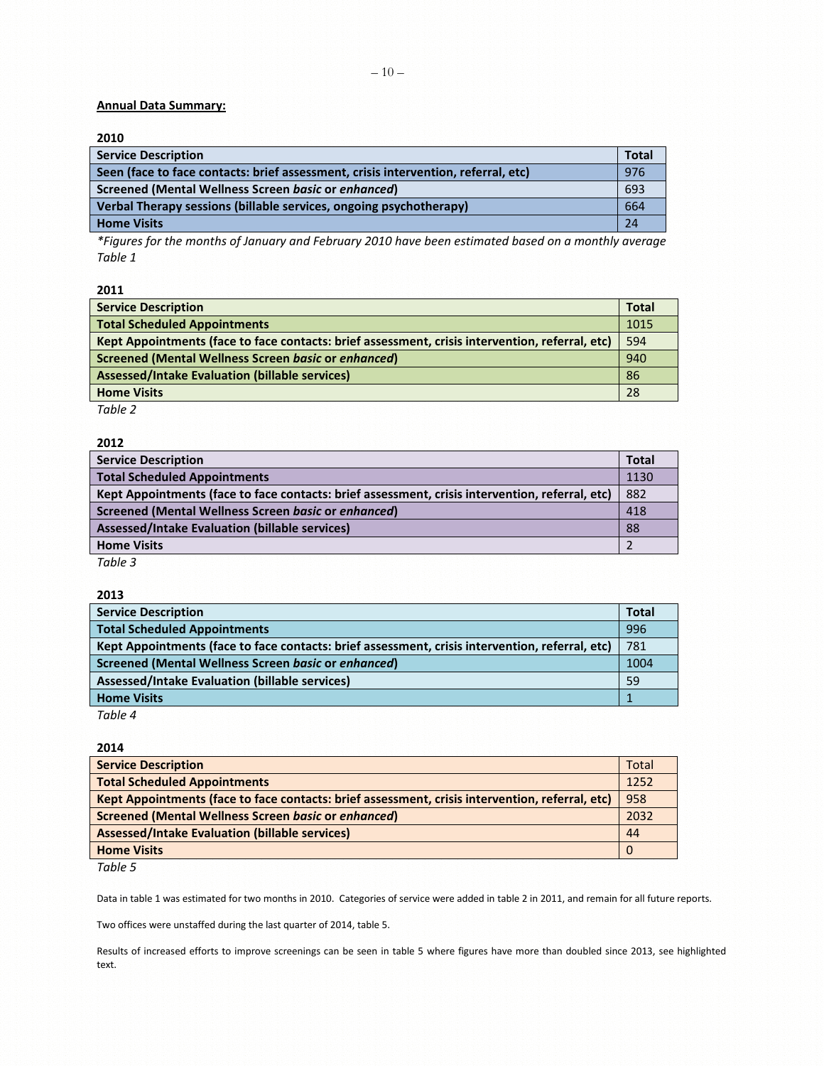**Annual Data Summary:**

**2010**

| **Service Description** | **Total** |
|---|---|
| **Seen (face to face contacts: brief assessment, crisis intervention, referral, etc)** | 976 |
| **Screened (Mental Wellness Screen *basic* or *enhanced*)** | 693 |
| **Verbal Therapy sessions (billable services, ongoing psychotherapy)** | 664 |
| **Home Visits** | 24 |

**Figures for the months of January and February 2010 have been estimated based on a monthly average*
*Table 1*

**2011**

| **Service Description** | **Total** |
|---|---|
| **Total Scheduled Appointments** | 1015 |
| **Kept Appointments (face to face contacts: brief assessment, crisis intervention, referral, etc)** | 594 |
| **Screened (Mental Wellness Screen *basic* or *enhanced*)** | 940 |
| **Assessed/Intake Evaluation (billable services)** | 86 |
| **Home Visits** | 28 |

*Table 2*

**2012**

| **Service Description** | **Total** |
|---|---|
| **Total Scheduled Appointments** | 1130 |
| **Kept Appointments (face to face contacts: brief assessment, crisis intervention, referral, etc)** | 882 |
| **Screened (Mental Wellness Screen *basic* or *enhanced*)** | 418 |
| **Assessed/Intake Evaluation (billable services)** | 88 |
| **Home Visits** | 2 |

*Table 3*

**2013**

| **Service Description** | **Total** |
|---|---|
| **Total Scheduled Appointments** | 996 |
| **Kept Appointments (face to face contacts: brief assessment, crisis intervention, referral, etc)** | 781 |
| **Screened (Mental Wellness Screen *basic* or *enhanced*)** | 1004 |
| **Assessed/Intake Evaluation (billable services)** | 59 |
| **Home Visits** | 1 |

*Table 4*

**2014**

| **Service Description** | Total |
|---|---|
| **Total Scheduled Appointments** | 1252 |
| **Kept Appointments (face to face contacts: brief assessment, crisis intervention, referral, etc)** | 958 |
| **Screened (Mental Wellness Screen *basic* or *enhanced*)** | 2032 |
| **Assessed/Intake Evaluation (billable services)** | 44 |
| **Home Visits** | 0 |

*Table 5*

Data in table 1 was estimated for two months in 2010. Categories of service were added in table 2 in 2011, and remain for all future reports.

Two offices were unstaffed during the last quarter of 2014, table 5.

Results of increased efforts to improve screenings can be seen in table 5 where figures have more than doubled since 2013, see highlighted text.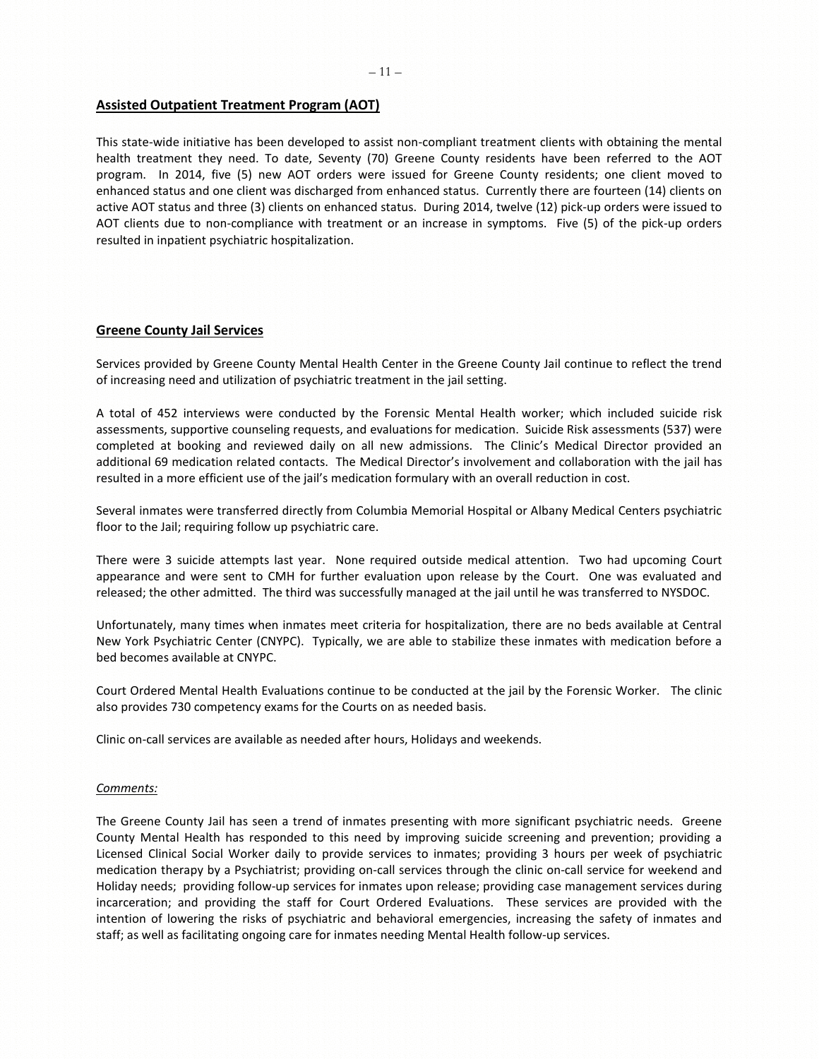## Assisted Outpatient Treatment Program (AOT)

This state-wide initiative has been developed to assist non-compliant treatment clients with obtaining the mental health treatment they need. To date, Seventy (70) Greene County residents have been referred to the AOT program. In 2014, five (5) new AOT orders were issued for Greene County residents; one client moved to enhanced status and one client was discharged from enhanced status. Currently there are fourteen (14) clients on active AOT status and three (3) clients on enhanced status. During 2014, twelve (12) pick-up orders were issued to AOT clients due to non-compliance with treatment or an increase in symptoms. Five (5) of the pick-up orders resulted in inpatient psychiatric hospitalization.

## Greene County Jail Services

Services provided by Greene County Mental Health Center in the Greene County Jail continue to reflect the trend of increasing need and utilization of psychiatric treatment in the jail setting.

A total of 452 interviews were conducted by the Forensic Mental Health worker; which included suicide risk assessments, supportive counseling requests, and evaluations for medication. Suicide Risk assessments (537) were completed at booking and reviewed daily on all new admissions. The Clinic's Medical Director provided an additional 69 medication related contacts. The Medical Director's involvement and collaboration with the jail has resulted in a more efficient use of the jail's medication formulary with an overall reduction in cost.

Several inmates were transferred directly from Columbia Memorial Hospital or Albany Medical Centers psychiatric floor to the Jail; requiring follow up psychiatric care.

There were 3 suicide attempts last year. None required outside medical attention. Two had upcoming Court appearance and were sent to CMH for further evaluation upon release by the Court. One was evaluated and released; the other admitted. The third was successfully managed at the jail until he was transferred to NYSDOC.

Unfortunately, many times when inmates meet criteria for hospitalization, there are no beds available at Central New York Psychiatric Center (CNYPC). Typically, we are able to stabilize these inmates with medication before a bed becomes available at CNYPC.

Court Ordered Mental Health Evaluations continue to be conducted at the jail by the Forensic Worker. The clinic also provides 730 competency exams for the Courts on as needed basis.

Clinic on-call services are available as needed after hours, Holidays and weekends.

*Comments:*

The Greene County Jail has seen a trend of inmates presenting with more significant psychiatric needs. Greene County Mental Health has responded to this need by improving suicide screening and prevention; providing a Licensed Clinical Social Worker daily to provide services to inmates; providing 3 hours per week of psychiatric medication therapy by a Psychiatrist; providing on-call services through the clinic on-call service for weekend and Holiday needs; providing follow-up services for inmates upon release; providing case management services during incarceration; and providing the staff for Court Ordered Evaluations. These services are provided with the intention of lowering the risks of psychiatric and behavioral emergencies, increasing the safety of inmates and staff; as well as facilitating ongoing care for inmates needing Mental Health follow-up services.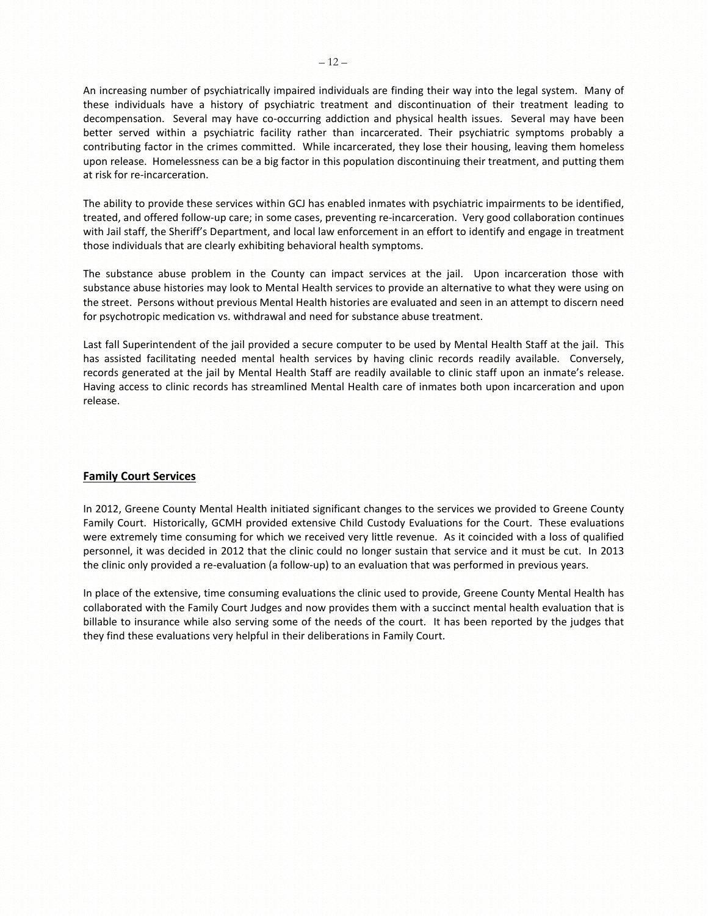An increasing number of psychiatrically impaired individuals are finding their way into the legal system. Many of these individuals have a history of psychiatric treatment and discontinuation of their treatment leading to decompensation. Several may have co-occurring addiction and physical health issues. Several may have been better served within a psychiatric facility rather than incarcerated. Their psychiatric symptoms probably a contributing factor in the crimes committed. While incarcerated, they lose their housing, leaving them homeless upon release. Homelessness can be a big factor in this population discontinuing their treatment, and putting them at risk for re-incarceration.

The ability to provide these services within GCJ has enabled inmates with psychiatric impairments to be identified, treated, and offered follow-up care; in some cases, preventing re-incarceration. Very good collaboration continues with Jail staff, the Sheriff's Department, and local law enforcement in an effort to identify and engage in treatment those individuals that are clearly exhibiting behavioral health symptoms.

The substance abuse problem in the County can impact services at the jail. Upon incarceration those with substance abuse histories may look to Mental Health services to provide an alternative to what they were using on the street. Persons without previous Mental Health histories are evaluated and seen in an attempt to discern need for psychotropic medication vs. withdrawal and need for substance abuse treatment.

Last fall Superintendent of the jail provided a secure computer to be used by Mental Health Staff at the jail. This has assisted facilitating needed mental health services by having clinic records readily available. Conversely, records generated at the jail by Mental Health Staff are readily available to clinic staff upon an inmate's release. Having access to clinic records has streamlined Mental Health care of inmates both upon incarceration and upon release.

## Family Court Services

In 2012, Greene County Mental Health initiated significant changes to the services we provided to Greene County Family Court. Historically, GCMH provided extensive Child Custody Evaluations for the Court. These evaluations were extremely time consuming for which we received very little revenue. As it coincided with a loss of qualified personnel, it was decided in 2012 that the clinic could no longer sustain that service and it must be cut. In 2013 the clinic only provided a re-evaluation (a follow-up) to an evaluation that was performed in previous years.

In place of the extensive, time consuming evaluations the clinic used to provide, Greene County Mental Health has collaborated with the Family Court Judges and now provides them with a succinct mental health evaluation that is billable to insurance while also serving some of the needs of the court. It has been reported by the judges that they find these evaluations very helpful in their deliberations in Family Court.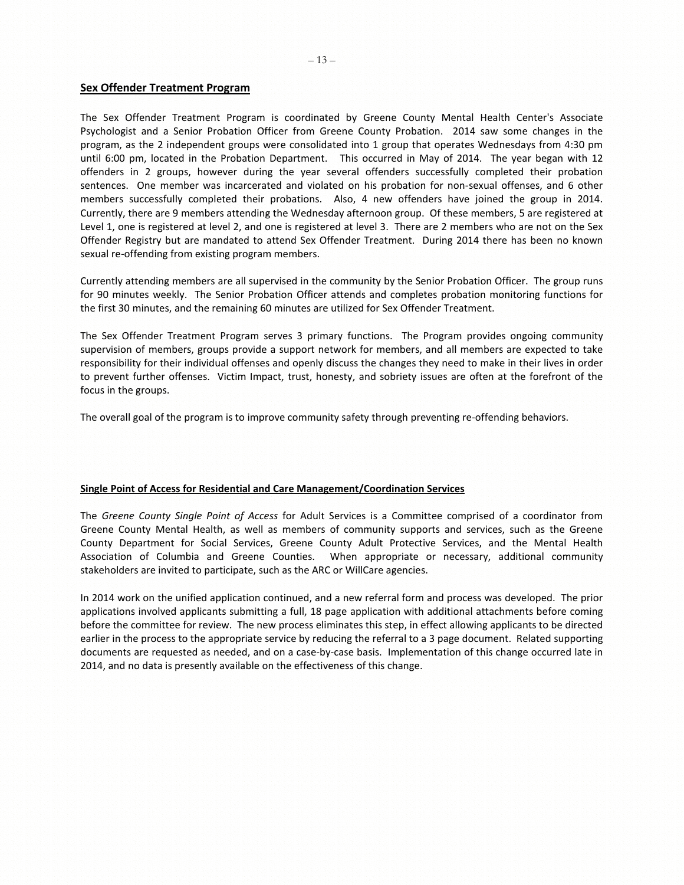## Sex Offender Treatment Program

The Sex Offender Treatment Program is coordinated by Greene County Mental Health Center's Associate Psychologist and a Senior Probation Officer from Greene County Probation. 2014 saw some changes in the program, as the 2 independent groups were consolidated into 1 group that operates Wednesdays from 4:30 pm until 6:00 pm, located in the Probation Department. This occurred in May of 2014. The year began with 12 offenders in 2 groups, however during the year several offenders successfully completed their probation sentences. One member was incarcerated and violated on his probation for non-sexual offenses, and 6 other members successfully completed their probations. Also, 4 new offenders have joined the group in 2014. Currently, there are 9 members attending the Wednesday afternoon group. Of these members, 5 are registered at Level 1, one is registered at level 2, and one is registered at level 3. There are 2 members who are not on the Sex Offender Registry but are mandated to attend Sex Offender Treatment. During 2014 there has been no known sexual re-offending from existing program members.

Currently attending members are all supervised in the community by the Senior Probation Officer. The group runs for 90 minutes weekly. The Senior Probation Officer attends and completes probation monitoring functions for the first 30 minutes, and the remaining 60 minutes are utilized for Sex Offender Treatment.

The Sex Offender Treatment Program serves 3 primary functions. The Program provides ongoing community supervision of members, groups provide a support network for members, and all members are expected to take responsibility for their individual offenses and openly discuss the changes they need to make in their lives in order to prevent further offenses. Victim Impact, trust, honesty, and sobriety issues are often at the forefront of the focus in the groups.

The overall goal of the program is to improve community safety through preventing re-offending behaviors.

### Single Point of Access for Residential and Care Management/Coordination Services

The *Greene County Single Point of Access* for Adult Services is a Committee comprised of a coordinator from Greene County Mental Health, as well as members of community supports and services, such as the Greene County Department for Social Services, Greene County Adult Protective Services, and the Mental Health Association of Columbia and Greene Counties. When appropriate or necessary, additional community stakeholders are invited to participate, such as the ARC or WillCare agencies.

In 2014 work on the unified application continued, and a new referral form and process was developed. The prior applications involved applicants submitting a full, 18 page application with additional attachments before coming before the committee for review. The new process eliminates this step, in effect allowing applicants to be directed earlier in the process to the appropriate service by reducing the referral to a 3 page document. Related supporting documents are requested as needed, and on a case-by-case basis. Implementation of this change occurred late in 2014, and no data is presently available on the effectiveness of this change.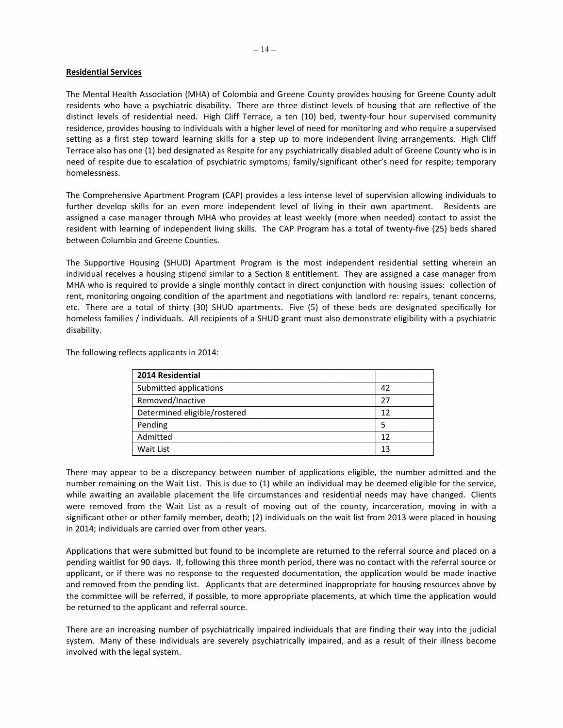**Residential Services**

The Mental Health Association (MHA) of Colombia and Greene County provides housing for Greene County adult residents who have a psychiatric disability. There are three distinct levels of housing that are reflective of the distinct levels of residential need. High Cliff Terrace, a ten (10) bed, twenty-four hour supervised community residence, provides housing to individuals with a higher level of need for monitoring and who require a supervised setting as a first step toward learning skills for a step up to more independent living arrangements. High Cliff Terrace also has one (1) bed designated as Respite for any psychiatrically disabled adult of Greene County who is in need of respite due to escalation of psychiatric symptoms; family/significant other's need for respite; temporary homelessness.

The Comprehensive Apartment Program (CAP) provides a less intense level of supervision allowing individuals to further develop skills for an even more independent level of living in their own apartment. Residents are assigned a case manager through MHA who provides at least weekly (more when needed) contact to assist the resident with learning of independent living skills. The CAP Program has a total of twenty-five (25) beds shared between Columbia and Greene Counties.

The Supportive Housing (SHUD) Apartment Program is the most independent residential setting wherein an individual receives a housing stipend similar to a Section 8 entitlement. They are assigned a case manager from MHA who is required to provide a single monthly contact in direct conjunction with housing issues: collection of rent, monitoring ongoing condition of the apartment and negotiations with landlord re: repairs, tenant concerns, etc. There are a total of thirty (30) SHUD apartments. Five (5) of these beds are designated specifically for homeless families / individuals. All recipients of a SHUD grant must also demonstrate eligibility with a psychiatric disability.

The following reflects applicants in 2014:

| **2014 Residential** | |
|---|---|
| Submitted applications | 42 |
| Removed/Inactive | 27 |
| Determined eligible/rostered | 12 |
| Pending | 5 |
| Admitted | 12 |
| Wait List | 13 |

There may appear to be a discrepancy between number of applications eligible, the number admitted and the number remaining on the Wait List. This is due to (1) while an individual may be deemed eligible for the service, while awaiting an available placement the life circumstances and residential needs may have changed. Clients were removed from the Wait List as a result of moving out of the county, incarceration, moving in with a significant other or other family member, death; (2) individuals on the wait list from 2013 were placed in housing in 2014; individuals are carried over from other years.

Applications that were submitted but found to be incomplete are returned to the referral source and placed on a pending waitlist for 90 days. If, following this three month period, there was no contact with the referral source or applicant, or if there was no response to the requested documentation, the application would be made inactive and removed from the pending list. Applicants that are determined inappropriate for housing resources above by the committee will be referred, if possible, to more appropriate placements, at which time the application would be returned to the applicant and referral source.

There are an increasing number of psychiatrically impaired individuals that are finding their way into the judicial system. Many of these individuals are severely psychiatrically impaired, and as a result of their illness become involved with the legal system.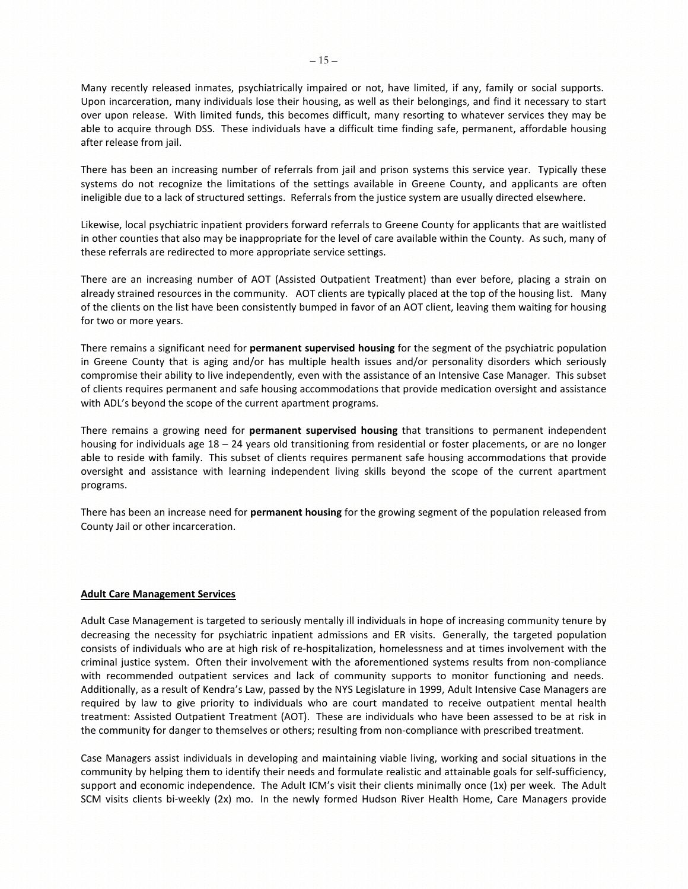Many recently released inmates, psychiatrically impaired or not, have limited, if any, family or social supports. Upon incarceration, many individuals lose their housing, as well as their belongings, and find it necessary to start over upon release. With limited funds, this becomes difficult, many resorting to whatever services they may be able to acquire through DSS. These individuals have a difficult time finding safe, permanent, affordable housing after release from jail.

There has been an increasing number of referrals from jail and prison systems this service year. Typically these systems do not recognize the limitations of the settings available in Greene County, and applicants are often ineligible due to a lack of structured settings. Referrals from the justice system are usually directed elsewhere.

Likewise, local psychiatric inpatient providers forward referrals to Greene County for applicants that are waitlisted in other counties that also may be inappropriate for the level of care available within the County. As such, many of these referrals are redirected to more appropriate service settings.

There are an increasing number of AOT (Assisted Outpatient Treatment) than ever before, placing a strain on already strained resources in the community. AOT clients are typically placed at the top of the housing list. Many of the clients on the list have been consistently bumped in favor of an AOT client, leaving them waiting for housing for two or more years.

There remains a significant need for **permanent supervised housing** for the segment of the psychiatric population in Greene County that is aging and/or has multiple health issues and/or personality disorders which seriously compromise their ability to live independently, even with the assistance of an Intensive Case Manager. This subset of clients requires permanent and safe housing accommodations that provide medication oversight and assistance with ADL's beyond the scope of the current apartment programs.

There remains a growing need for **permanent supervised housing** that transitions to permanent independent housing for individuals age 18 – 24 years old transitioning from residential or foster placements, or are no longer able to reside with family. This subset of clients requires permanent safe housing accommodations that provide oversight and assistance with learning independent living skills beyond the scope of the current apartment programs.

There has been an increase need for **permanent housing** for the growing segment of the population released from County Jail or other incarceration.

## Adult Care Management Services

Adult Case Management is targeted to seriously mentally ill individuals in hope of increasing community tenure by decreasing the necessity for psychiatric inpatient admissions and ER visits. Generally, the targeted population consists of individuals who are at high risk of re-hospitalization, homelessness and at times involvement with the criminal justice system. Often their involvement with the aforementioned systems results from non-compliance with recommended outpatient services and lack of community supports to monitor functioning and needs. Additionally, as a result of Kendra's Law, passed by the NYS Legislature in 1999, Adult Intensive Case Managers are required by law to give priority to individuals who are court mandated to receive outpatient mental health treatment: Assisted Outpatient Treatment (AOT). These are individuals who have been assessed to be at risk in the community for danger to themselves or others; resulting from non-compliance with prescribed treatment.

Case Managers assist individuals in developing and maintaining viable living, working and social situations in the community by helping them to identify their needs and formulate realistic and attainable goals for self-sufficiency, support and economic independence. The Adult ICM's visit their clients minimally once (1x) per week. The Adult SCM visits clients bi-weekly (2x) mo. In the newly formed Hudson River Health Home, Care Managers provide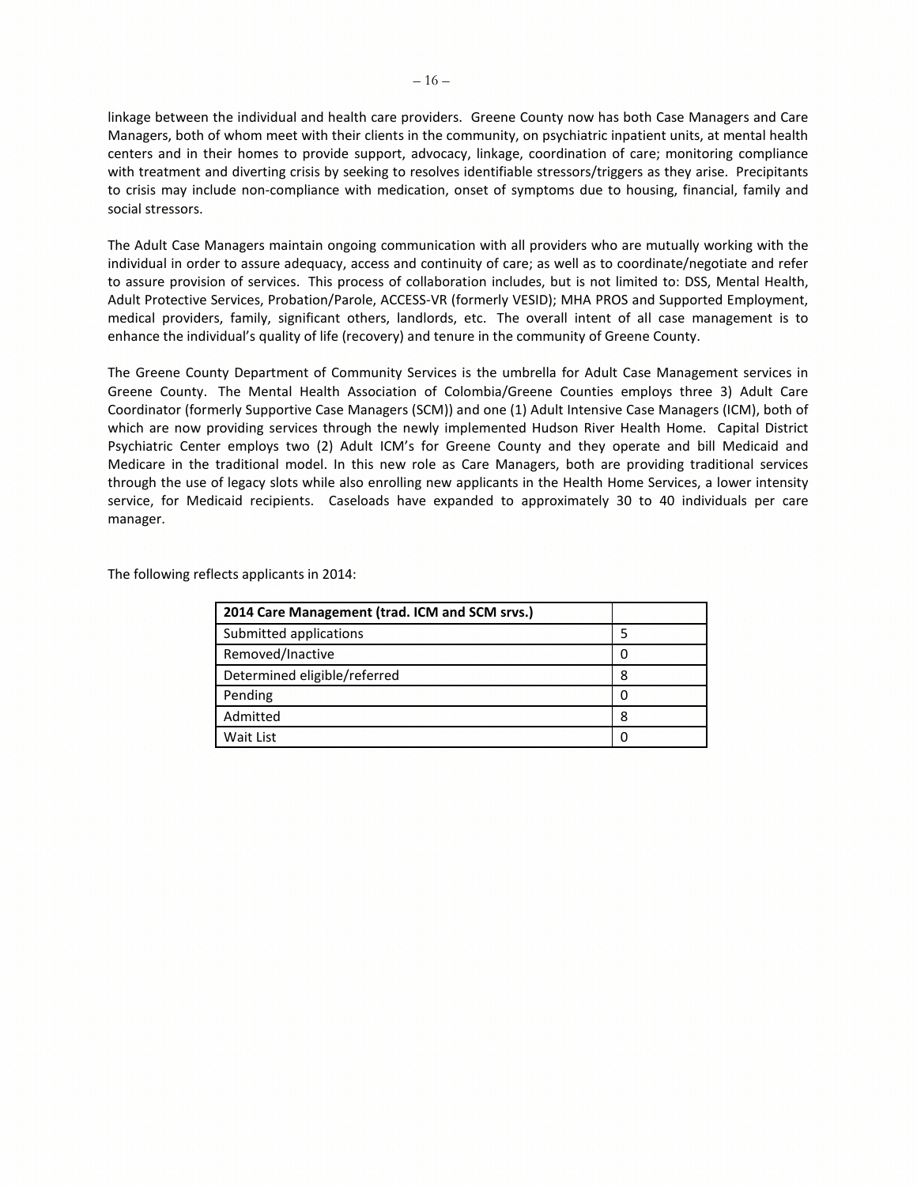linkage between the individual and health care providers. Greene County now has both Case Managers and Care Managers, both of whom meet with their clients in the community, on psychiatric inpatient units, at mental health centers and in their homes to provide support, advocacy, linkage, coordination of care; monitoring compliance with treatment and diverting crisis by seeking to resolves identifiable stressors/triggers as they arise. Precipitants to crisis may include non-compliance with medication, onset of symptoms due to housing, financial, family and social stressors.

The Adult Case Managers maintain ongoing communication with all providers who are mutually working with the individual in order to assure adequacy, access and continuity of care; as well as to coordinate/negotiate and refer to assure provision of services. This process of collaboration includes, but is not limited to: DSS, Mental Health, Adult Protective Services, Probation/Parole, ACCESS-VR (formerly VESID); MHA PROS and Supported Employment, medical providers, family, significant others, landlords, etc. The overall intent of all case management is to enhance the individual's quality of life (recovery) and tenure in the community of Greene County.

The Greene County Department of Community Services is the umbrella for Adult Case Management services in Greene County. The Mental Health Association of Colombia/Greene Counties employs three 3) Adult Care Coordinator (formerly Supportive Case Managers (SCM)) and one (1) Adult Intensive Case Managers (ICM), both of which are now providing services through the newly implemented Hudson River Health Home. Capital District Psychiatric Center employs two (2) Adult ICM's for Greene County and they operate and bill Medicaid and Medicare in the traditional model. In this new role as Care Managers, both are providing traditional services through the use of legacy slots while also enrolling new applicants in the Health Home Services, a lower intensity service, for Medicaid recipients. Caseloads have expanded to approximately 30 to 40 individuals per care manager.

The following reflects applicants in 2014:

| **2014 Care Management (trad. ICM and SCM srvs.)** | |
|---|---|
| Submitted applications | 5 |
| Removed/Inactive | 0 |
| Determined eligible/referred | 8 |
| Pending | 0 |
| Admitted | 8 |
| Wait List | 0 |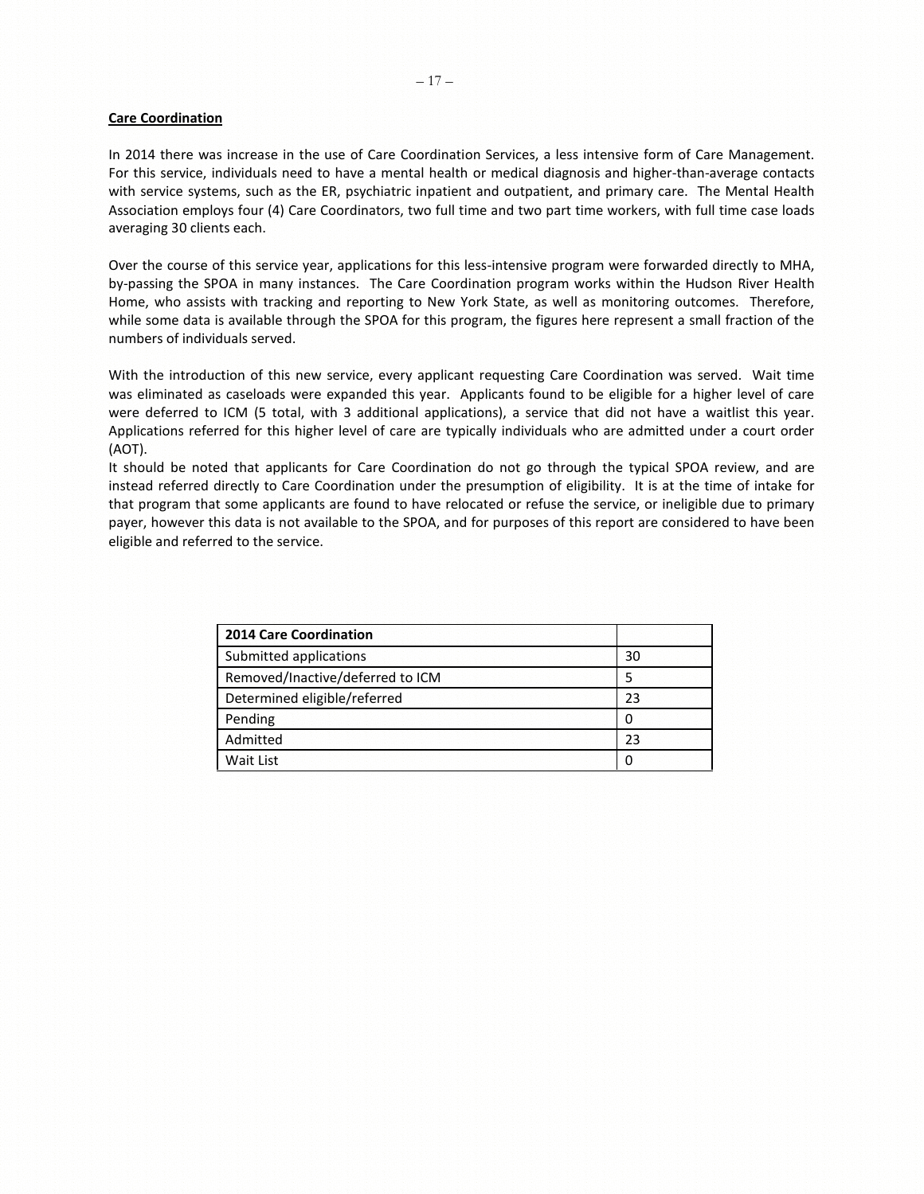## Care Coordination

In 2014 there was increase in the use of Care Coordination Services, a less intensive form of Care Management. For this service, individuals need to have a mental health or medical diagnosis and higher-than-average contacts with service systems, such as the ER, psychiatric inpatient and outpatient, and primary care. The Mental Health Association employs four (4) Care Coordinators, two full time and two part time workers, with full time case loads averaging 30 clients each.

Over the course of this service year, applications for this less-intensive program were forwarded directly to MHA, by-passing the SPOA in many instances. The Care Coordination program works within the Hudson River Health Home, who assists with tracking and reporting to New York State, as well as monitoring outcomes. Therefore, while some data is available through the SPOA for this program, the figures here represent a small fraction of the numbers of individuals served.

With the introduction of this new service, every applicant requesting Care Coordination was served. Wait time was eliminated as caseloads were expanded this year. Applicants found to be eligible for a higher level of care were deferred to ICM (5 total, with 3 additional applications), a service that did not have a waitlist this year. Applications referred for this higher level of care are typically individuals who are admitted under a court order (AOT).

It should be noted that applicants for Care Coordination do not go through the typical SPOA review, and are instead referred directly to Care Coordination under the presumption of eligibility. It is at the time of intake for that program that some applicants are found to have relocated or refuse the service, or ineligible due to primary payer, however this data is not available to the SPOA, and for purposes of this report are considered to have been eligible and referred to the service.

| **2014 Care Coordination** | |
|---|---|
| Submitted applications | 30 |
| Removed/Inactive/deferred to ICM | 5 |
| Determined eligible/referred | 23 |
| Pending | 0 |
| Admitted | 23 |
| Wait List | 0 |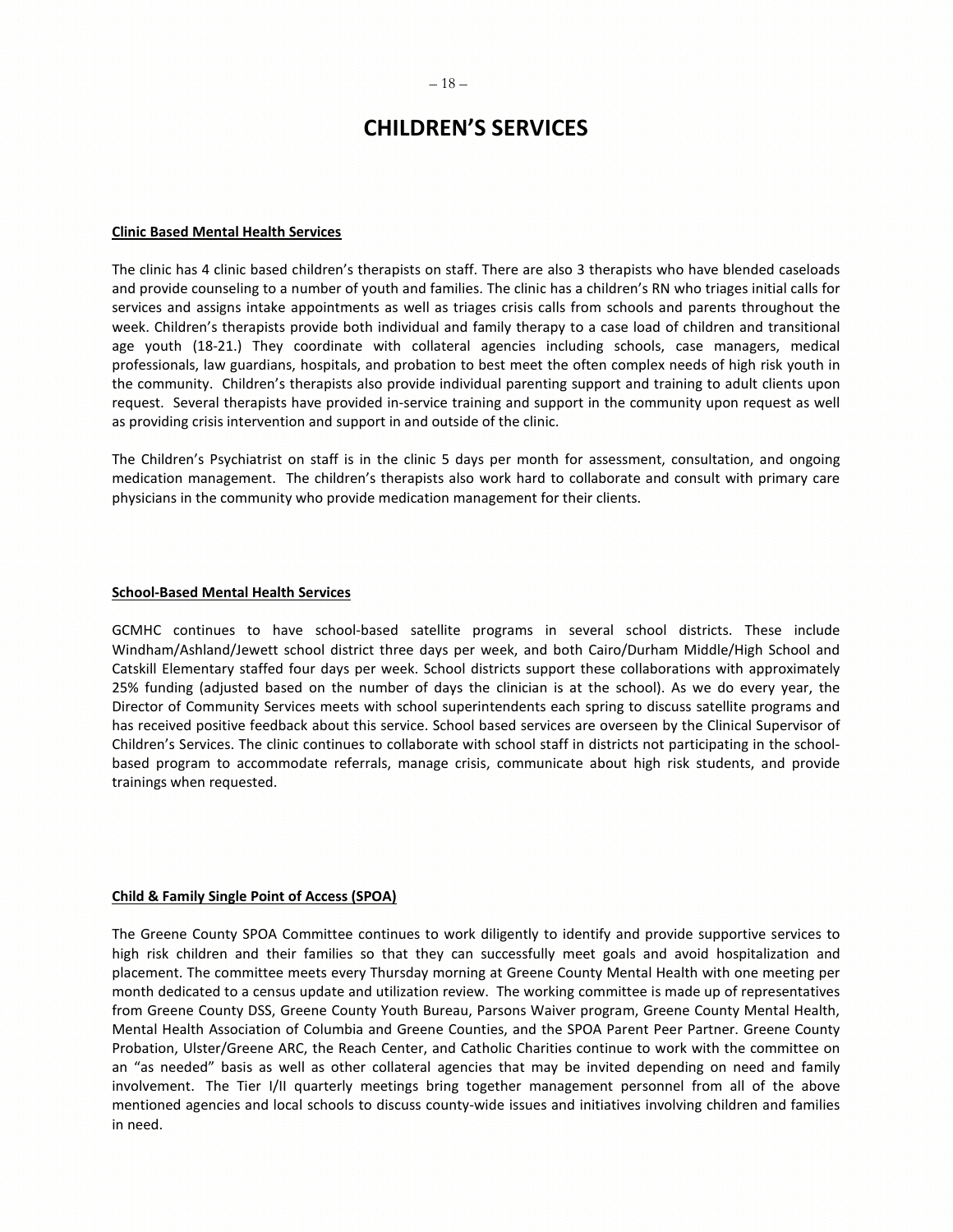# CHILDREN'S SERVICES

**Clinic Based Mental Health Services**

The clinic has 4 clinic based children's therapists on staff. There are also 3 therapists who have blended caseloads and provide counseling to a number of youth and families. The clinic has a children's RN who triages initial calls for services and assigns intake appointments as well as triages crisis calls from schools and parents throughout the week. Children's therapists provide both individual and family therapy to a case load of children and transitional age youth (18-21.) They coordinate with collateral agencies including schools, case managers, medical professionals, law guardians, hospitals, and probation to best meet the often complex needs of high risk youth in the community. Children's therapists also provide individual parenting support and training to adult clients upon request. Several therapists have provided in-service training and support in the community upon request as well as providing crisis intervention and support in and outside of the clinic.

The Children's Psychiatrist on staff is in the clinic 5 days per month for assessment, consultation, and ongoing medication management. The children's therapists also work hard to collaborate and consult with primary care physicians in the community who provide medication management for their clients.

**School-Based Mental Health Services**

GCMHC continues to have school-based satellite programs in several school districts. These include Windham/Ashland/Jewett school district three days per week, and both Cairo/Durham Middle/High School and Catskill Elementary staffed four days per week. School districts support these collaborations with approximately 25% funding (adjusted based on the number of days the clinician is at the school). As we do every year, the Director of Community Services meets with school superintendents each spring to discuss satellite programs and has received positive feedback about this service. School based services are overseen by the Clinical Supervisor of Children's Services. The clinic continues to collaborate with school staff in districts not participating in the school-based program to accommodate referrals, manage crisis, communicate about high risk students, and provide trainings when requested.

**Child & Family Single Point of Access (SPOA)**

The Greene County SPOA Committee continues to work diligently to identify and provide supportive services to high risk children and their families so that they can successfully meet goals and avoid hospitalization and placement. The committee meets every Thursday morning at Greene County Mental Health with one meeting per month dedicated to a census update and utilization review. The working committee is made up of representatives from Greene County DSS, Greene County Youth Bureau, Parsons Waiver program, Greene County Mental Health, Mental Health Association of Columbia and Greene Counties, and the SPOA Parent Peer Partner. Greene County Probation, Ulster/Greene ARC, the Reach Center, and Catholic Charities continue to work with the committee on an "as needed" basis as well as other collateral agencies that may be invited depending on need and family involvement. The Tier I/II quarterly meetings bring together management personnel from all of the above mentioned agencies and local schools to discuss county-wide issues and initiatives involving children and families in need.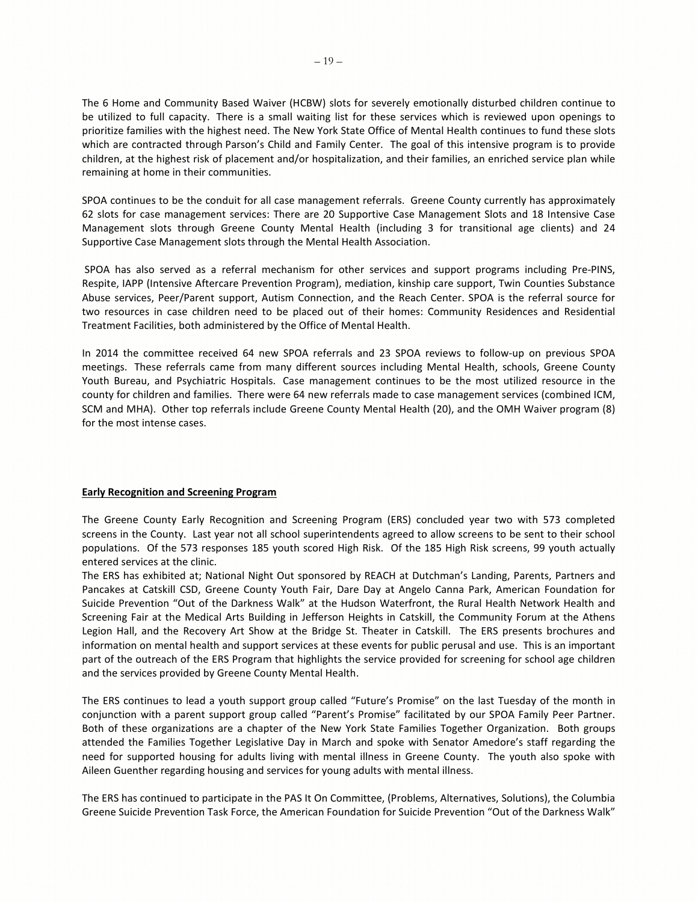The 6 Home and Community Based Waiver (HCBW) slots for severely emotionally disturbed children continue to be utilized to full capacity. There is a small waiting list for these services which is reviewed upon openings to prioritize families with the highest need. The New York State Office of Mental Health continues to fund these slots which are contracted through Parson's Child and Family Center. The goal of this intensive program is to provide children, at the highest risk of placement and/or hospitalization, and their families, an enriched service plan while remaining at home in their communities.

SPOA continues to be the conduit for all case management referrals. Greene County currently has approximately 62 slots for case management services: There are 20 Supportive Case Management Slots and 18 Intensive Case Management slots through Greene County Mental Health (including 3 for transitional age clients) and 24 Supportive Case Management slots through the Mental Health Association.

SPOA has also served as a referral mechanism for other services and support programs including Pre-PINS, Respite, IAPP (Intensive Aftercare Prevention Program), mediation, kinship care support, Twin Counties Substance Abuse services, Peer/Parent support, Autism Connection, and the Reach Center. SPOA is the referral source for two resources in case children need to be placed out of their homes: Community Residences and Residential Treatment Facilities, both administered by the Office of Mental Health.

In 2014 the committee received 64 new SPOA referrals and 23 SPOA reviews to follow-up on previous SPOA meetings. These referrals came from many different sources including Mental Health, schools, Greene County Youth Bureau, and Psychiatric Hospitals. Case management continues to be the most utilized resource in the county for children and families. There were 64 new referrals made to case management services (combined ICM, SCM and MHA). Other top referrals include Greene County Mental Health (20), and the OMH Waiver program (8) for the most intense cases.

**Early Recognition and Screening Program**

The Greene County Early Recognition and Screening Program (ERS) concluded year two with 573 completed screens in the County. Last year not all school superintendents agreed to allow screens to be sent to their school populations. Of the 573 responses 185 youth scored High Risk. Of the 185 High Risk screens, 99 youth actually entered services at the clinic.

The ERS has exhibited at; National Night Out sponsored by REACH at Dutchman's Landing, Parents, Partners and Pancakes at Catskill CSD, Greene County Youth Fair, Dare Day at Angelo Canna Park, American Foundation for Suicide Prevention "Out of the Darkness Walk" at the Hudson Waterfront, the Rural Health Network Health and Screening Fair at the Medical Arts Building in Jefferson Heights in Catskill, the Community Forum at the Athens Legion Hall, and the Recovery Art Show at the Bridge St. Theater in Catskill. The ERS presents brochures and information on mental health and support services at these events for public perusal and use. This is an important part of the outreach of the ERS Program that highlights the service provided for screening for school age children and the services provided by Greene County Mental Health.

The ERS continues to lead a youth support group called "Future's Promise" on the last Tuesday of the month in conjunction with a parent support group called "Parent's Promise" facilitated by our SPOA Family Peer Partner. Both of these organizations are a chapter of the New York State Families Together Organization. Both groups attended the Families Together Legislative Day in March and spoke with Senator Amedore's staff regarding the need for supported housing for adults living with mental illness in Greene County. The youth also spoke with Aileen Guenther regarding housing and services for young adults with mental illness.

The ERS has continued to participate in the PAS It On Committee, (Problems, Alternatives, Solutions), the Columbia Greene Suicide Prevention Task Force, the American Foundation for Suicide Prevention "Out of the Darkness Walk"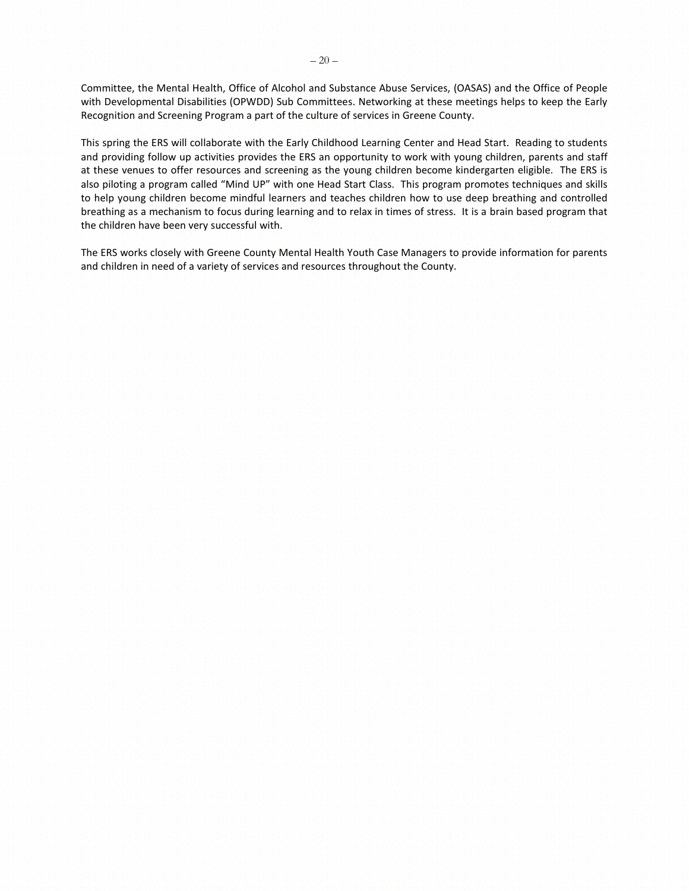Committee, the Mental Health, Office of Alcohol and Substance Abuse Services, (OASAS) and the Office of People with Developmental Disabilities (OPWDD) Sub Committees. Networking at these meetings helps to keep the Early Recognition and Screening Program a part of the culture of services in Greene County.

This spring the ERS will collaborate with the Early Childhood Learning Center and Head Start. Reading to students and providing follow up activities provides the ERS an opportunity to work with young children, parents and staff at these venues to offer resources and screening as the young children become kindergarten eligible. The ERS is also piloting a program called "Mind UP" with one Head Start Class. This program promotes techniques and skills to help young children become mindful learners and teaches children how to use deep breathing and controlled breathing as a mechanism to focus during learning and to relax in times of stress. It is a brain based program that the children have been very successful with.

The ERS works closely with Greene County Mental Health Youth Case Managers to provide information for parents and children in need of a variety of services and resources throughout the County.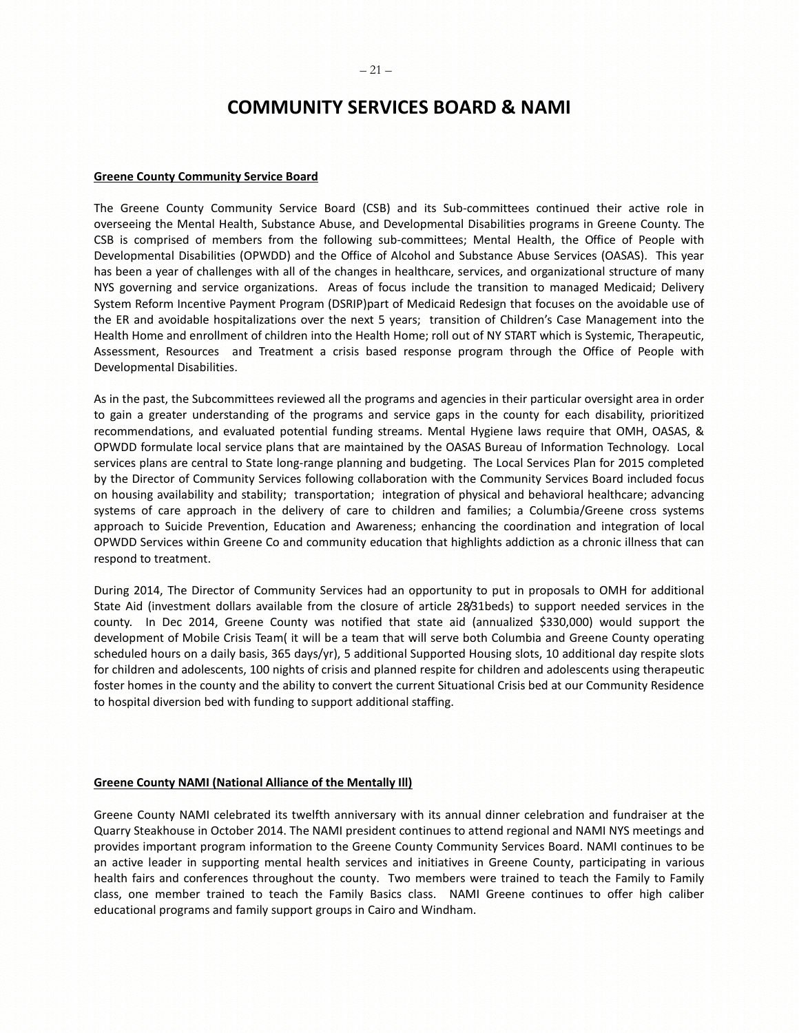# COMMUNITY SERVICES BOARD & NAMI

**Greene County Community Service Board**

The Greene County Community Service Board (CSB) and its Sub-committees continued their active role in overseeing the Mental Health, Substance Abuse, and Developmental Disabilities programs in Greene County. The CSB is comprised of members from the following sub-committees; Mental Health, the Office of People with Developmental Disabilities (OPWDD) and the Office of Alcohol and Substance Abuse Services (OASAS). This year has been a year of challenges with all of the changes in healthcare, services, and organizational structure of many NYS governing and service organizations. Areas of focus include the transition to managed Medicaid; Delivery System Reform Incentive Payment Program (DSRIP)part of Medicaid Redesign that focuses on the avoidable use of the ER and avoidable hospitalizations over the next 5 years; transition of Children's Case Management into the Health Home and enrollment of children into the Health Home; roll out of NY START which is Systemic, Therapeutic, Assessment, Resources and Treatment a crisis based response program through the Office of People with Developmental Disabilities.

As in the past, the Subcommittees reviewed all the programs and agencies in their particular oversight area in order to gain a greater understanding of the programs and service gaps in the county for each disability, prioritized recommendations, and evaluated potential funding streams. Mental Hygiene laws require that OMH, OASAS, & OPWDD formulate local service plans that are maintained by the OASAS Bureau of Information Technology. Local services plans are central to State long-range planning and budgeting. The Local Services Plan for 2015 completed by the Director of Community Services following collaboration with the Community Services Board included focus on housing availability and stability; transportation; integration of physical and behavioral healthcare; advancing systems of care approach in the delivery of care to children and families; a Columbia/Greene cross systems approach to Suicide Prevention, Education and Awareness; enhancing the coordination and integration of local OPWDD Services within Greene Co and community education that highlights addiction as a chronic illness that can respond to treatment.

During 2014, The Director of Community Services had an opportunity to put in proposals to OMH for additional State Aid (investment dollars available from the closure of article 28/31beds) to support needed services in the county. In Dec 2014, Greene County was notified that state aid (annualized $330,000) would support the development of Mobile Crisis Team( it will be a team that will serve both Columbia and Greene County operating scheduled hours on a daily basis, 365 days/yr), 5 additional Supported Housing slots, 10 additional day respite slots for children and adolescents, 100 nights of crisis and planned respite for children and adolescents using therapeutic foster homes in the county and the ability to convert the current Situational Crisis bed at our Community Residence to hospital diversion bed with funding to support additional staffing.

**Greene County NAMI (National Alliance of the Mentally Ill)**

Greene County NAMI celebrated its twelfth anniversary with its annual dinner celebration and fundraiser at the Quarry Steakhouse in October 2014. The NAMI president continues to attend regional and NAMI NYS meetings and provides important program information to the Greene County Community Services Board. NAMI continues to be an active leader in supporting mental health services and initiatives in Greene County, participating in various health fairs and conferences throughout the county. Two members were trained to teach the Family to Family class, one member trained to teach the Family Basics class. NAMI Greene continues to offer high caliber educational programs and family support groups in Cairo and Windham.